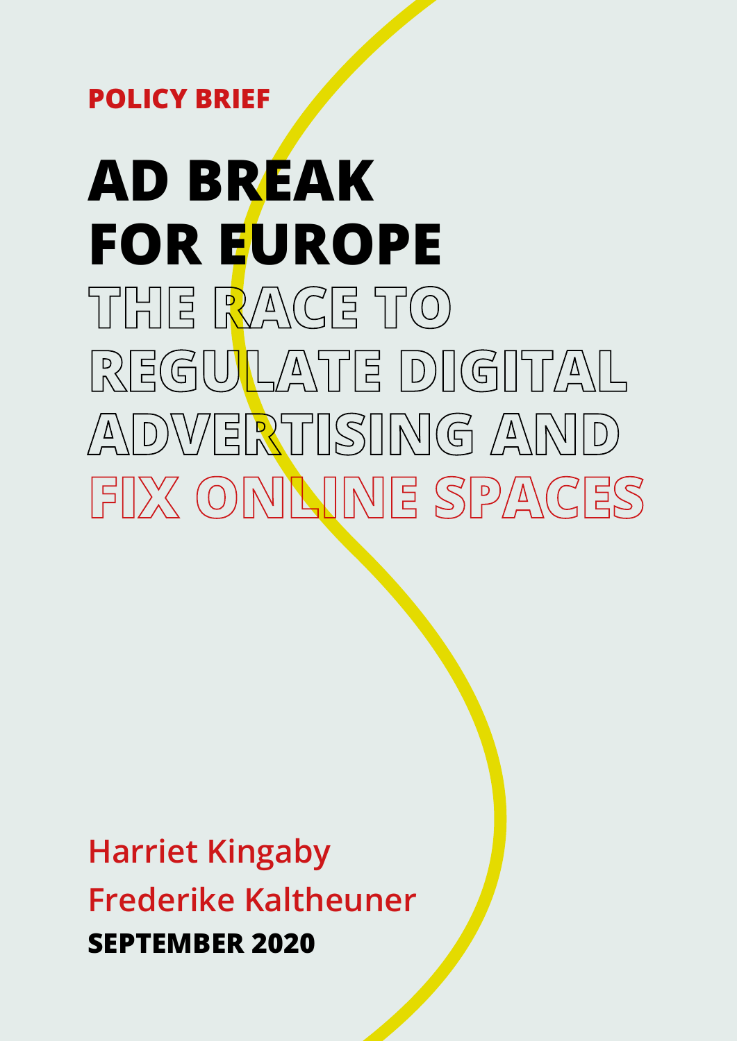POLICY BRIEF

# AD BREAK FOR EUROPE

## THE RACE TO REGULATE DIGITAL ADVERTISING AND FIX ONLINE SPACES

Harriet Kingaby

Frederike Kaltheuner

**SEPTEMBER 2020**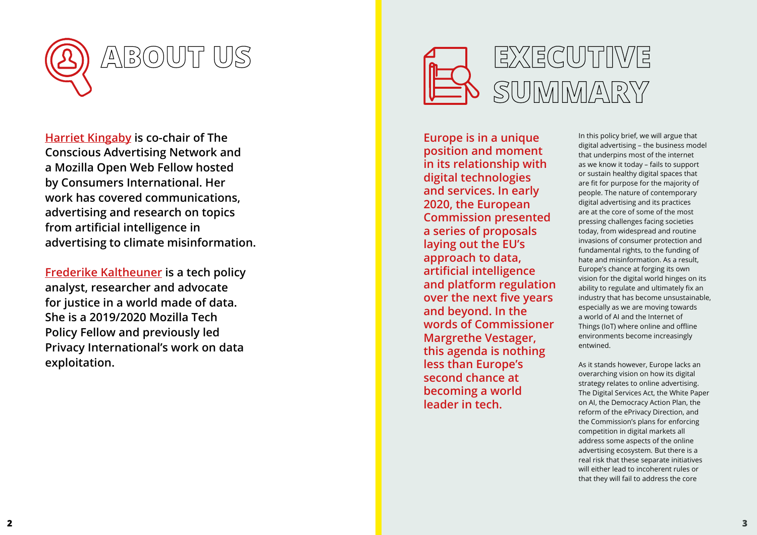# ABOUT US

**Harriet Kingaby is co-chair of The Conscious Advertising Network and a Mozilla Open Web Fellow hosted by Consumers International. Her work has covered communications, advertising and research on topics from artificial intelligence in advertising to climate misinformation.**

**Frederike Kaltheuner is a tech policy analyst, researcher and advocate for justice in a world made of data. She is a 2019/2020 Mozilla Tech Policy Fellow and previously led Privacy International's work on data exploitation.**

# EXECUTIVE SUMMARY

**Europe is in a unique position and moment in its relationship with digital technologies and services. In early 2020, the European Commission presented a series of proposals laying out the EU's approach to data, artificial intelligence and platform regulation over the next five years and beyond. In the words of Commissioner Margrethe Vestager, this agenda is nothing less than Europe's second chance at becoming a world leader in tech.**

In this policy brief, we will argue that digital advertising – the business model that underpins most of the internet as we know it today – fails to support or sustain healthy digital spaces that are fit for purpose for the majority of people. The nature of contemporary digital advertising and its practices are at the core of some of the most pressing challenges facing societies today, from widespread and routine invasions of consumer protection and fundamental rights, to the funding of hate and misinformation. As a result, Europe's chance at forging its own vision for the digital world hinges on its ability to regulate and ultimately fix an industry that has become unsustainable, especially as we are moving towards a world of AI and the Internet of Things (IoT) where online and offline environments become increasingly entwined.

As it stands however, Europe lacks an overarching vision on how its digital strategy relates to online advertising. The Digital Services Act, the White Paper on AI, the Democracy Action Plan, the reform of the ePrivacy Direction, and the Commission's plans for enforcing competition in digital markets all address some aspects of the online advertising ecosystem. But there is a real risk that these separate initiatives will either lead to incoherent rules or that they will fail to address the core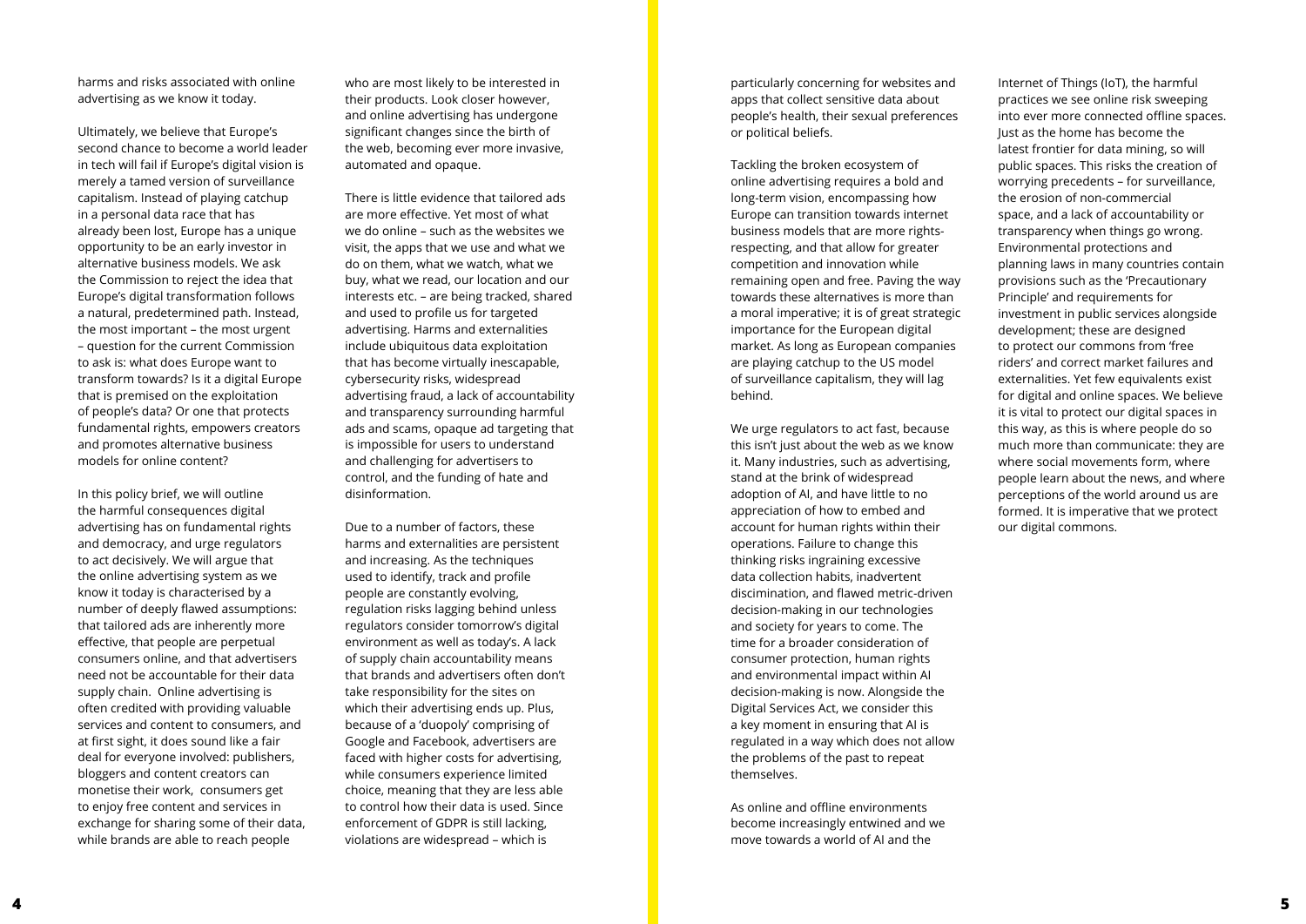harms and risks associated with online advertising as we know it today.

Ultimately, we believe that Europe's second chance to become a world leader in tech will fail if Europe's digital vision is merely a tamed version of surveillance capitalism. Instead of playing catchup in a personal data race that has already been lost, Europe has a unique opportunity to be an early investor in alternative business models. We ask the Commission to reject the idea that Europe's digital transformation follows a natural, predetermined path. Instead, the most important – the most urgent – question for the current Commission to ask is: what does Europe want to transform towards? Is it a digital Europe that is premised on the exploitation of people's data? Or one that protects fundamental rights, empowers creators and promotes alternative business models for online content?

In this policy brief, we will outline the harmful consequences digital advertising has on fundamental rights and democracy, and urge regulators to act decisively. We will argue that the online advertising system as we know it today is characterised by a number of deeply flawed assumptions: that tailored ads are inherently more effective, that people are perpetual consumers online, and that advertisers need not be accountable for their data supply chain. Online advertising is often credited with providing valuable services and content to consumers, and at first sight, it does sound like a fair deal for everyone involved: publishers, bloggers and content creators can monetise their work, consumers get to enjoy free content and services in exchange for sharing some of their data, while brands are able to reach people who are most likely to be interested in their products. Look closer however, and online advertising has undergone significant changes since the birth of the web, becoming ever more invasive, automated and opaque.

There is little evidence that tailored ads are more effective. Yet most of what we do online – such as the websites we visit, the apps that we use and what we do on them, what we watch, what we buy, what we read, our location and our interests etc. – are being tracked, shared and used to profile us for targeted advertising. Harms and externalities include ubiquitous data exploitation that has become virtually inescapable, cybersecurity risks, widespread advertising fraud, a lack of accountability and transparency surrounding harmful ads and scams, opaque ad targeting that is impossible for users to understand and challenging for advertisers to control, and the funding of hate and disinformation.

Due to a number of factors, these harms and externalities are persistent and increasing. As the techniques used to identify, track and profile people are constantly evolving, regulation risks lagging behind unless regulators consider tomorrow's digital environment as well as today's. A lack of supply chain accountability means that brands and advertisers often don't take responsibility for the sites on which their advertising ends up. Plus, because of a 'duopoly' comprising of Google and Facebook, advertisers are faced with higher costs for advertising, while consumers experience limited choice, meaning that they are less able to control how their data is used. Since enforcement of GDPR is still lacking, violations are widespread – which is particularly concerning for websites and apps that collect sensitive data about people's health, their sexual preferences or political beliefs.

Tackling the broken ecosystem of online advertising requires a bold and long-term vision, encompassing how Europe can transition towards internet business models that are more rights-respecting, and that allow for greater competition and innovation while remaining open and free. Paving the way towards these alternatives is more than a moral imperative; it is of great strategic importance for the European digital market. As long as European companies are playing catchup to the US model of surveillance capitalism, they will lag behind.

We urge regulators to act fast, because this isn't just about the web as we know it. Many industries, such as advertising, stand at the brink of widespread adoption of AI, and have little to no appreciation of how to embed and account for human rights within their operations. Failure to change this thinking risks ingraining excessive data collection habits, inadvertent discrimination, and flawed metric-driven decision-making in our technologies and society for years to come. The time for a broader consideration of consumer protection, human rights and environmental impact within AI decision-making is now. Alongside the Digital Services Act, we consider this a key moment in ensuring that AI is regulated in a way which does not allow the problems of the past to repeat themselves.

As online and offline environments become increasingly entwined and we move towards a world of AI and the Internet of Things (IoT), the harmful practices we see online risk sweeping into ever more connected offline spaces. Just as the home has become the latest frontier for data mining, so will public spaces. This risks the creation of worrying precedents – for surveillance, the erosion of non-commercial space, and a lack of accountability or transparency when things go wrong. Environmental protections and planning laws in many countries contain provisions such as the 'Precautionary Principle' and requirements for investment in public services alongside development; these are designed to protect our commons from 'free riders' and correct market failures and externalities. Yet few equivalents exist for digital and online spaces. We believe it is vital to protect our digital spaces in this way, as this is where people do so much more than communicate: they are where social movements form, where people learn about the news, and where perceptions of the world around us are formed. It is imperative that we protect our digital commons.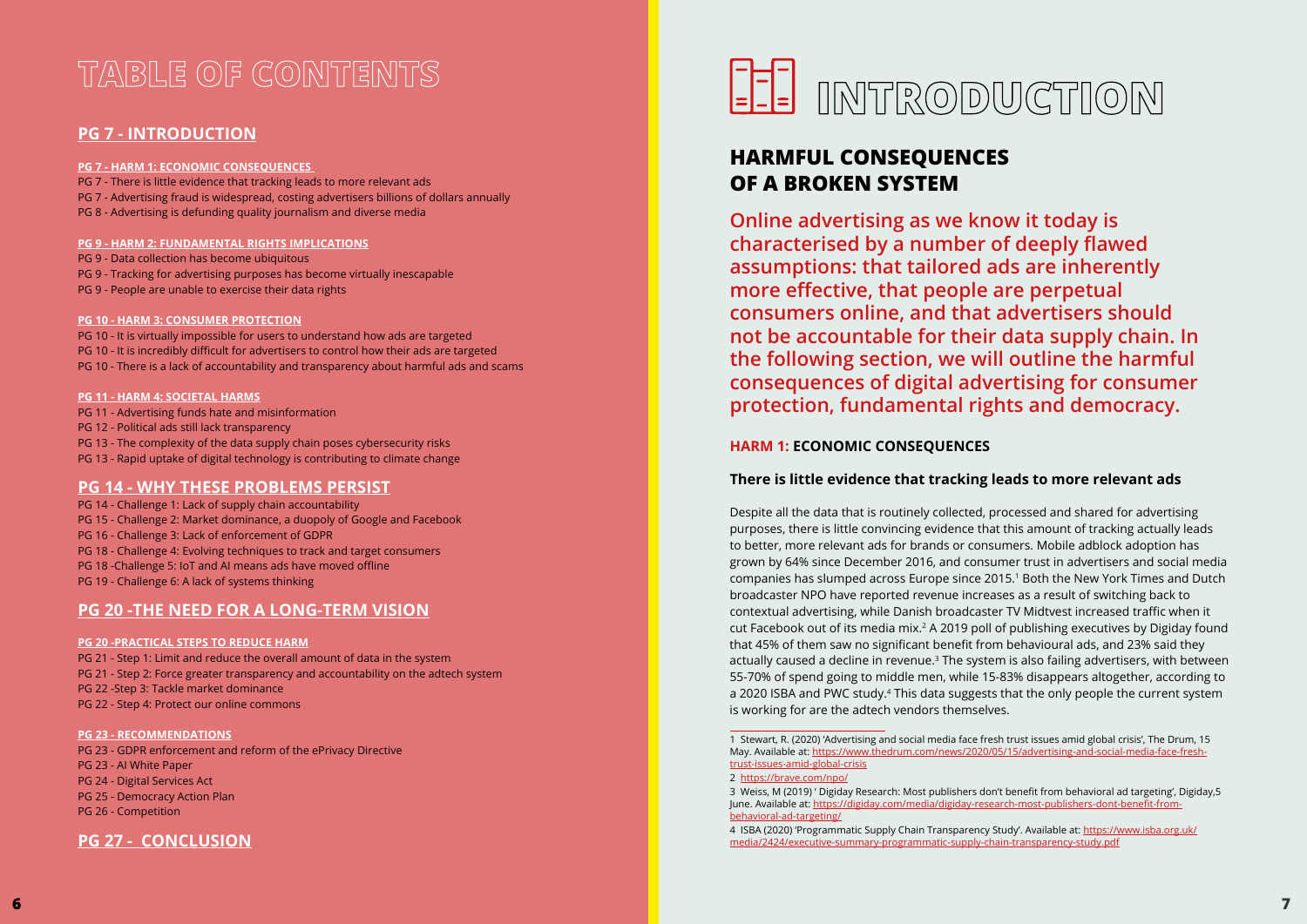# TABLE OF CONTENTS

## PG 7 - INTRODUCTION

**PG 7 - HARM 1: ECONOMIC CONSEQUENCES**

PG 7 - There is little evidence that tracking leads to more relevant ads
PG 7 - Advertising fraud is widespread, costing advertisers billions of dollars annually
PG 8 - Advertising is defunding quality journalism and diverse media

**PG 9 - HARM 2: FUNDAMENTAL RIGHTS IMPLICATIONS**

PG 9 - Data collection has become ubiquitous
PG 9 - Tracking for advertising purposes has become virtually inescapable
PG 9 - People are unable to exercise their data rights

**PG 10 - HARM 3: CONSUMER PROTECTION**

PG 10 - It is virtually impossible for users to understand how ads are targeted
PG 10 - It is incredibly difficult for advertisers to control how their ads are targeted
PG 10 - There is a lack of accountability and transparency about harmful ads and scams

**PG 11 - HARM 4: SOCIETAL HARMS**

PG 11 - Advertising funds hate and misinformation
PG 12 - Political ads still lack transparency
PG 13 - The complexity of the data supply chain poses cybersecurity risks
PG 13 - Rapid uptake of digital technology is contributing to climate change

## PG 14 - WHY THESE PROBLEMS PERSIST

PG 14 - Challenge 1: Lack of supply chain accountability
PG 15 - Challenge 2: Market dominance, a duopoly of Google and Facebook
PG 16 - Challenge 3: Lack of enforcement of GDPR
PG 18 - Challenge 4: Evolving techniques to track and target consumers
PG 18 -Challenge 5: IoT and AI means ads have moved offline
PG 19 - Challenge 6: A lack of systems thinking

## PG 20 -THE NEED FOR A LONG-TERM VISION

**PG 20 -PRACTICAL STEPS TO REDUCE HARM**

PG 21 - Step 1: Limit and reduce the overall amount of data in the system
PG 21 - Step 2: Force greater transparency and accountability on the adtech system
PG 22 -Step 3: Tackle market dominance
PG 22 - Step 4: Protect our online commons

**PG 23 - RECOMMENDATIONS**

PG 23 - GDPR enforcement and reform of the ePrivacy Directive
PG 23 - AI White Paper
PG 24 - Digital Services Act
PG 25 - Democracy Action Plan
PG 26 - Competition

## PG 27 - CONCLUSION

# INTRODUCTION

## HARMFUL CONSEQUENCES OF A BROKEN SYSTEM

**Online advertising as we know it today is characterised by a number of deeply flawed assumptions: that tailored ads are inherently more effective, that people are perpetual consumers online, and that advertisers should not be accountable for their data supply chain. In the following section, we will outline the harmful consequences of digital advertising for consumer protection, fundamental rights and democracy.**

### HARM 1: ECONOMIC CONSEQUENCES

#### There is little evidence that tracking leads to more relevant ads

Despite all the data that is routinely collected, processed and shared for advertising purposes, there is little convincing evidence that this amount of tracking actually leads to better, more relevant ads for brands or consumers. Mobile adblock adoption has grown by 64% since December 2016, and consumer trust in advertisers and social media companies has slumped across Europe since 2015.[1] Both the New York Times and Dutch broadcaster NPO have reported revenue increases as a result of switching back to contextual advertising, while Danish broadcaster TV Midtvest increased traffic when it cut Facebook out of its media mix.[2] A 2019 poll of publishing executives by Digiday found that 45% of them saw no significant benefit from behavioural ads, and 23% said they actually caused a decline in revenue.[3] The system is also failing advertisers, with between 55-70% of spend going to middle men, while 15-83% disappears altogether, according to a 2020 ISBA and PWC study.[4] This data suggests that the only people the current system is working for are the adtech vendors themselves.

---

1 Stewart, R. (2020) 'Advertising and social media face fresh trust issues amid global crisis', The Drum, 15 May. Available at: https://www.thedrum.com/news/2020/05/15/advertising-and-social-media-face-fresh-trust-issues-amid-global-crisis

2 https://brave.com/npo/

3 Weiss, M (2019) ' Digiday Research: Most publishers don't benefit from behavioral ad targeting', Digiday,5 June. Available at: https://digiday.com/media/digiday-research-most-publishers-dont-benefit-from-behavioral-ad-targeting/

4 ISBA (2020) 'Programmatic Supply Chain Transparency Study'. Available at: https://www.isba.org.uk/media/2424/executive-summary-programmatic-supply-chain-transparency-study.pdf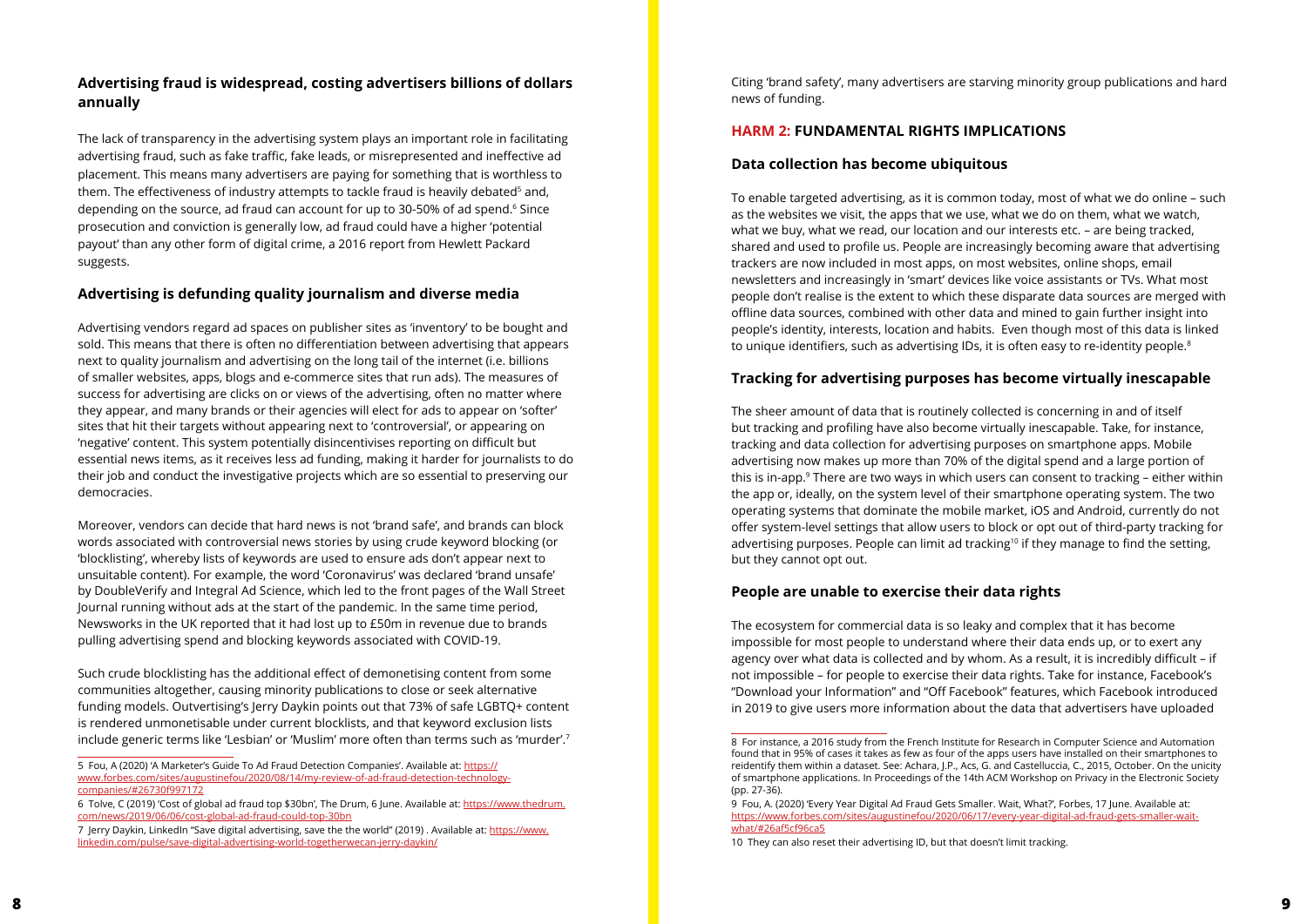### Advertising fraud is widespread, costing advertisers billions of dollars annually

The lack of transparency in the advertising system plays an important role in facilitating advertising fraud, such as fake traffic, fake leads, or misrepresented and ineffective ad placement. This means many advertisers are paying for something that is worthless to them. The effectiveness of industry attempts to tackle fraud is heavily debated[5] and, depending on the source, ad fraud can account for up to 30-50% of ad spend.[6] Since prosecution and conviction is generally low, ad fraud could have a higher 'potential payout' than any other form of digital crime, a 2016 report from Hewlett Packard suggests.

### Advertising is defunding quality journalism and diverse media

Advertising vendors regard ad spaces on publisher sites as 'inventory' to be bought and sold. This means that there is often no differentiation between advertising that appears next to quality journalism and advertising on the long tail of the internet (i.e. billions of smaller websites, apps, blogs and e-commerce sites that run ads). The measures of success for advertising are clicks on or views of the advertising, often no matter where they appear, and many brands or their agencies will elect for ads to appear on 'softer' sites that hit their targets without appearing next to 'controversial', or appearing on 'negative' content. This system potentially disincentivises reporting on difficult but essential news items, as it receives less ad funding, making it harder for journalists to do their job and conduct the investigative projects which are so essential to preserving our democracies.

Moreover, vendors can decide that hard news is not 'brand safe', and brands can block words associated with controversial news stories by using crude keyword blocking (or 'blocklisting', whereby lists of keywords are used to ensure ads don't appear next to unsuitable content). For example, the word 'Coronavirus' was declared 'brand unsafe' by DoubleVerify and Integral Ad Science, which led to the front pages of the Wall Street Journal running without ads at the start of the pandemic. In the same time period, Newsworks in the UK reported that it had lost up to £50m in revenue due to brands pulling advertising spend and blocking keywords associated with COVID-19.

Such crude blocklisting has the additional effect of demonetising content from some communities altogether, causing minority publications to close or seek alternative funding models. Outvertising's Jerry Daykin points out that 73% of safe LGBTQ+ content is rendered unmonetisable under current blocklists, and that keyword exclusion lists include generic terms like 'Lesbian' or 'Muslim' more often than terms such as 'murder'.[7] Citing 'brand safety', many advertisers are starving minority group publications and hard news of funding.

## HARM 2: FUNDAMENTAL RIGHTS IMPLICATIONS

### Data collection has become ubiquitous

To enable targeted advertising, as it is common today, most of what we do online – such as the websites we visit, the apps that we use, what we do on them, what we watch, what we buy, what we read, our location and our interests etc. – are being tracked, shared and used to profile us. People are increasingly becoming aware that advertising trackers are now included in most apps, on most websites, online shops, email newsletters and increasingly in 'smart' devices like voice assistants or TVs. What most people don't realise is the extent to which these disparate data sources are merged with offline data sources, combined with other data and mined to gain further insight into people's identity, interests, location and habits. Even though most of this data is linked to unique identifiers, such as advertising IDs, it is often easy to re-identity people.[8]

### Tracking for advertising purposes has become virtually inescapable

The sheer amount of data that is routinely collected is concerning in and of itself but tracking and profiling have also become virtually inescapable. Take, for instance, tracking and data collection for advertising purposes on smartphone apps. Mobile advertising now makes up more than 70% of the digital spend and a large portion of this is in-app.[9] There are two ways in which users can consent to tracking – either within the app or, ideally, on the system level of their smartphone operating system. The two operating systems that dominate the mobile market, iOS and Android, currently do not offer system-level settings that allow users to block or opt out of third-party tracking for advertising purposes. People can limit ad tracking[10] if they manage to find the setting, but they cannot opt out.

### People are unable to exercise their data rights

The ecosystem for commercial data is so leaky and complex that it has become impossible for most people to understand where their data ends up, or to exert any agency over what data is collected and by whom. As a result, it is incredibly difficult – if not impossible – for people to exercise their data rights. Take for instance, Facebook's "Download your Information" and "Off Facebook" features, which Facebook introduced in 2019 to give users more information about the data that advertisers have uploaded

---

5 Fou, A (2020) 'A Marketer's Guide To Ad Fraud Detection Companies'. Available at: https://www.forbes.com/sites/augustinefou/2020/08/14/my-review-of-ad-fraud-detection-technology-companies/#26730f997172

6 Tolve, C (2019) 'Cost of global ad fraud top $30bn', The Drum, 6 June. Available at: https://www.thedrum.com/news/2019/06/06/cost-global-ad-fraud-could-top-30bn

7 Jerry Daykin, LinkedIn "Save digital advertising, save the the world" (2019) . Available at: https://www.linkedin.com/pulse/save-digital-advertising-world-togetherwecan-jerry-daykin/

8 For instance, a 2016 study from the French Institute for Research in Computer Science and Automation found that in 95% of cases it takes as few as four of the apps users have installed on their smartphones to reidentify them within a dataset. See: Achara, J.P., Acs, G. and Castelluccia, C., 2015, October. On the unicity of smartphone applications. In Proceedings of the 14th ACM Workshop on Privacy in the Electronic Society (pp. 27-36).

9 Fou, A. (2020) 'Every Year Digital Ad Fraud Gets Smaller. Wait, What?', Forbes, 17 June. Available at: https://www.forbes.com/sites/augustinefou/2020/06/17/every-year-digital-ad-fraud-gets-smaller-wait-what/#26af5cf96ca5

10 They can also reset their advertising ID, but that doesn't limit tracking.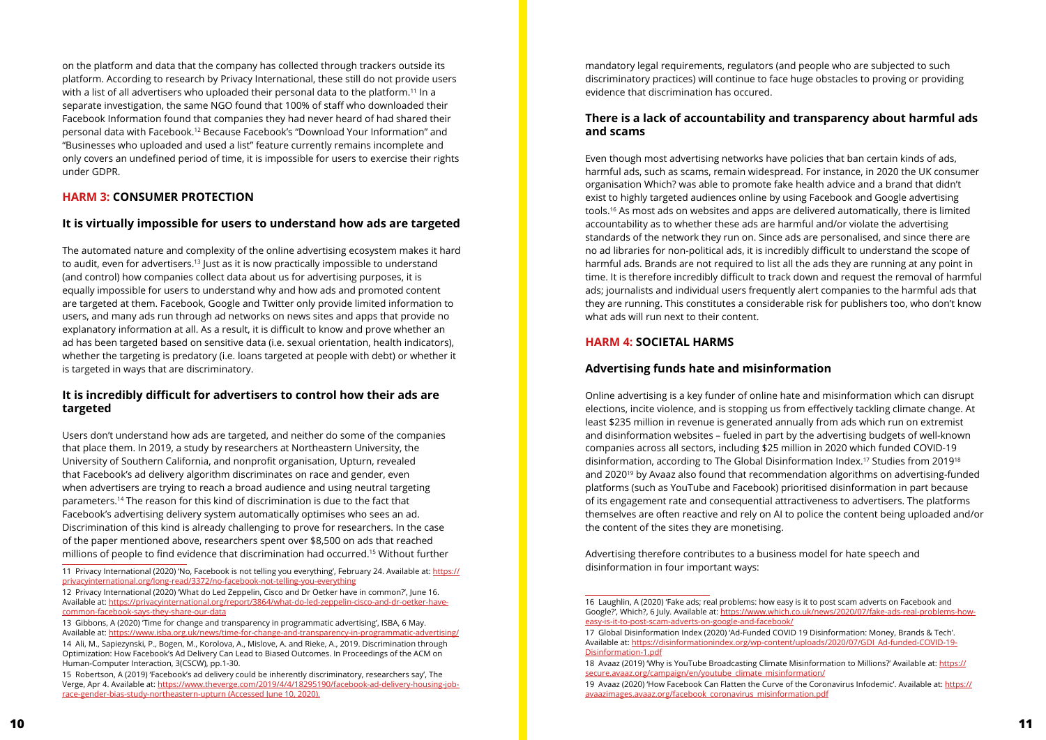on the platform and data that the company has collected through trackers outside its platform. According to research by Privacy International, these still do not provide users with a list of all advertisers who uploaded their personal data to the platform.[11] In a separate investigation, the same NGO found that 100% of staff who downloaded their Facebook Information found that companies they had never heard of had shared their personal data with Facebook.[12] Because Facebook's "Download Your Information" and "Businesses who uploaded and used a list" feature currently remains incomplete and only covers an undefined period of time, it is impossible for users to exercise their rights under GDPR.

## HARM 3: CONSUMER PROTECTION

### It is virtually impossible for users to understand how ads are targeted

The automated nature and complexity of the online advertising ecosystem makes it hard to audit, even for advertisers.[13] Just as it is now practically impossible to understand (and control) how companies collect data about us for advertising purposes, it is equally impossible for users to understand why and how ads and promoted content are targeted at them. Facebook, Google and Twitter only provide limited information to users, and many ads run through ad networks on news sites and apps that provide no explanatory information at all. As a result, it is difficult to know and prove whether an ad has been targeted based on sensitive data (i.e. sexual orientation, health indicators), whether the targeting is predatory (i.e. loans targeted at people with debt) or whether it is targeted in ways that are discriminatory.

### It is incredibly difficult for advertisers to control how their ads are targeted

Users don't understand how ads are targeted, and neither do some of the companies that place them. In 2019, a study by researchers at Northeastern University, the University of Southern California, and nonprofit organisation, Upturn, revealed that Facebook's ad delivery algorithm discriminates on race and gender, even when advertisers are trying to reach a broad audience and using neutral targeting parameters.[14] The reason for this kind of discrimination is due to the fact that Facebook's advertising delivery system automatically optimises who sees an ad. Discrimination of this kind is already challenging to prove for researchers. In the case of the paper mentioned above, researchers spent over $8,500 on ads that reached millions of people to find evidence that discrimination had occurred.[15] Without further mandatory legal requirements, regulators (and people who are subjected to such discriminatory practices) will continue to face huge obstacles to proving or providing evidence that discrimination has occured.

### There is a lack of accountability and transparency about harmful ads and scams

Even though most advertising networks have policies that ban certain kinds of ads, harmful ads, such as scams, remain widespread. For instance, in 2020 the UK consumer organisation Which? was able to promote fake health advice and a brand that didn't exist to highly targeted audiences online by using Facebook and Google advertising tools.[16] As most ads on websites and apps are delivered automatically, there is limited accountability as to whether these ads are harmful and/or violate the advertising standards of the network they run on. Since ads are personalised, and since there are no ad libraries for non-political ads, it is incredibly difficult to understand the scope of harmful ads. Brands are not required to list all the ads they are running at any point in time. It is therefore incredibly difficult to track down and request the removal of harmful ads; journalists and individual users frequently alert companies to the harmful ads that they are running. This constitutes a considerable risk for publishers too, who don't know what ads will run next to their content.

## HARM 4: SOCIETAL HARMS

### Advertising funds hate and misinformation

Online advertising is a key funder of online hate and misinformation which can disrupt elections, incite violence, and is stopping us from effectively tackling climate change. At least $235 million in revenue is generated annually from ads which run on extremist and disinformation websites – fueled in part by the advertising budgets of well-known companies across all sectors, including $25 million in 2020 which funded COVID-19 disinformation, according to The Global Disinformation Index.[17] Studies from 2019[18] and 2020[19] by Avaaz also found that recommendation algorithms on advertising-funded platforms (such as YouTube and Facebook) prioritised disinformation in part because of its engagement rate and consequential attractiveness to advertisers. The platforms themselves are often reactive and rely on AI to police the content being uploaded and/or the content of the sites they are monetising.

Advertising therefore contributes to a business model for hate speech and disinformation in four important ways:

---

11 Privacy International (2020) 'No, Facebook is not telling you everything', February 24. Available at: https://privacyinternational.org/long-read/3372/no-facebook-not-telling-you-everything

12 Privacy International (2020) 'What do Led Zeppelin, Cisco and Dr Oetker have in common?', June 16. Available at: https://privacyinternational.org/report/3864/what-do-led-zeppelin-cisco-and-dr-oetker-have-common-facebook-says-they-share-our-data

13 Gibbons, A (2020) 'Time for change and transparency in programmatic advertising', ISBA, 6 May. Available at: https://www.isba.org.uk/news/time-for-change-and-transparency-in-programmatic-advertising/

14 Ali, M., Sapiezynski, P., Bogen, M., Korolova, A., Mislove, A. and Rieke, A., 2019. Discrimination through Optimization: How Facebook's Ad Delivery Can Lead to Biased Outcomes. In Proceedings of the ACM on Human-Computer Interaction, 3(CSCW), pp.1-30.

15 Robertson, A (2019) 'Facebook's ad delivery could be inherently discriminatory, researchers say', The Verge, Apr 4. Available at: https://www.theverge.com/2019/4/4/18295190/facebook-ad-delivery-housing-job-race-gender-bias-study-northeastern-upturn (Accessed June 10, 2020).

16 Laughlin, A (2020) 'Fake ads; real problems: how easy is it to post scam adverts on Facebook and Google?', Which?, 6 July. Available at: https://www.which.co.uk/news/2020/07/fake-ads-real-problems-how-easy-is-it-to-post-scam-adverts-on-google-and-facebook/

17 Global Disinformation Index (2020) 'Ad-Funded COVID 19 Disinformation: Money, Brands & Tech'. Available at: https://disinformationindex.org/wp-content/uploads/2020/07/GDI_Ad-funded-COVID-19-Disinformation-1.pdf

18 Avaaz (2019) 'Why is YouTube Broadcasting Climate Misinformation to Millions?' Available at: https://secure.avaaz.org/campaign/en/youtube_climate_misinformation/

19 Avaaz (2020) 'How Facebook Can Flatten the Curve of the Coronavirus Infodemic'. Available at: https://avaazimages.avaaz.org/facebook_coronavirus_misinformation.pdf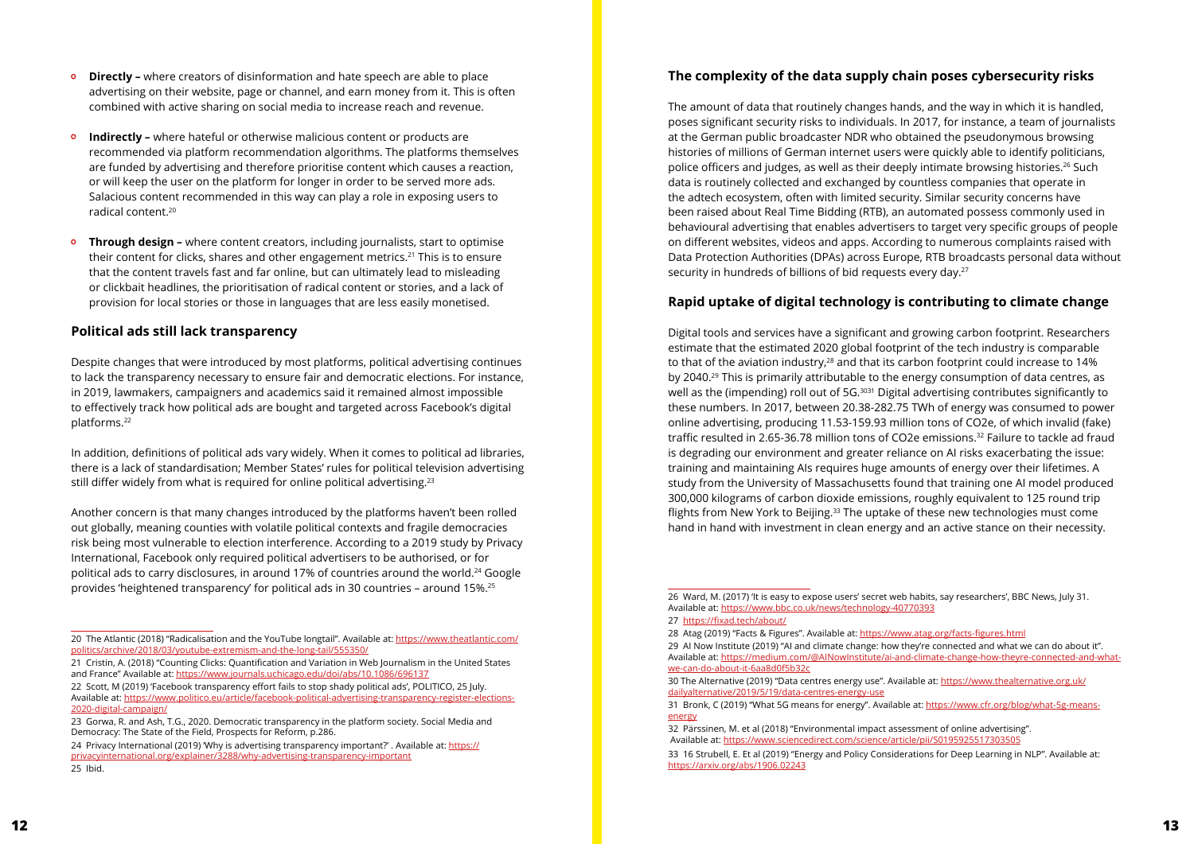- **Directly –** where creators of disinformation and hate speech are able to place advertising on their website, page or channel, and earn money from it. This is often combined with active sharing on social media to increase reach and revenue.
- **Indirectly –** where hateful or otherwise malicious content or products are recommended via platform recommendation algorithms. The platforms themselves are funded by advertising and therefore prioritise content which causes a reaction, or will keep the user on the platform for longer in order to be served more ads. Salacious content recommended in this way can play a role in exposing users to radical content.[20]
- **Through design –** where content creators, including journalists, start to optimise their content for clicks, shares and other engagement metrics.[21] This is to ensure that the content travels fast and far online, but can ultimately lead to misleading or clickbait headlines, the prioritisation of radical content or stories, and a lack of provision for local stories or those in languages that are less easily monetised.

### Political ads still lack transparency

Despite changes that were introduced by most platforms, political advertising continues to lack the transparency necessary to ensure fair and democratic elections. For instance, in 2019, lawmakers, campaigners and academics said it remained almost impossible to effectively track how political ads are bought and targeted across Facebook's digital platforms.[22]

In addition, definitions of political ads vary widely. When it comes to political ad libraries, there is a lack of standardisation; Member States' rules for political television advertising still differ widely from what is required for online political advertising.[23]

Another concern is that many changes introduced by the platforms haven't been rolled out globally, meaning counties with volatile political contexts and fragile democracies risk being most vulnerable to election interference. According to a 2019 study by Privacy International, Facebook only required political advertisers to be authorised, or for political ads to carry disclosures, in around 17% of countries around the world.[24] Google provides 'heightened transparency' for political ads in 30 countries – around 15%.[25]

20 The Atlantic (2018) "Radicalisation and the YouTube longtail". Available at: https://www.theatlantic.com/politics/archive/2018/03/youtube-extremism-and-the-long-tail/555350/

21 Cristin, A. (2018) "Counting Clicks: Quantification and Variation in Web Journalism in the United States and France" Available at: https://www.journals.uchicago.edu/doi/abs/10.1086/696137

22 Scott, M (2019) 'Facebook transparency effort fails to stop shady political ads', POLITICO, 25 July. Available at: https://www.politico.eu/article/facebook-political-advertising-transparency-register-elections-2020-digital-campaign/

23 Gorwa, R. and Ash, T.G., 2020. Democratic transparency in the platform society. Social Media and Democracy: The State of the Field, Prospects for Reform, p.286.

24 Privacy International (2019) 'Why is advertising transparency important?' . Available at: https://privacyinternational.org/explainer/3288/why-advertising-transparency-important

25 Ibid.

### The complexity of the data supply chain poses cybersecurity risks

The amount of data that routinely changes hands, and the way in which it is handled, poses significant security risks to individuals. In 2017, for instance, a team of journalists at the German public broadcaster NDR who obtained the pseudonymous browsing histories of millions of German internet users were quickly able to identify politicians, police officers and judges, as well as their deeply intimate browsing histories.[26] Such data is routinely collected and exchanged by countless companies that operate in the adtech ecosystem, often with limited security. Similar security concerns have been raised about Real Time Bidding (RTB), an automated possess commonly used in behavioural advertising that enables advertisers to target very specific groups of people on different websites, videos and apps. According to numerous complaints raised with Data Protection Authorities (DPAs) across Europe, RTB broadcasts personal data without security in hundreds of billions of bid requests every day.[27]

### Rapid uptake of digital technology is contributing to climate change

Digital tools and services have a significant and growing carbon footprint. Researchers estimate that the estimated 2020 global footprint of the tech industry is comparable to that of the aviation industry,[28] and that its carbon footprint could increase to 14% by 2040.[29] This is primarily attributable to the energy consumption of data centres, as well as the (impending) roll out of 5G.[30,31] Digital advertising contributes significantly to these numbers. In 2017, between 20.38-282.75 TWh of energy was consumed to power online advertising, producing 11.53-159.93 million tons of CO2e, of which invalid (fake) traffic resulted in 2.65-36.78 million tons of CO2e emissions.[32] Failure to tackle ad fraud is degrading our environment and greater reliance on AI risks exacerbating the issue: training and maintaining AIs requires huge amounts of energy over their lifetimes. A study from the University of Massachusetts found that training one AI model produced 300,000 kilograms of carbon dioxide emissions, roughly equivalent to 125 round trip flights from New York to Beijing.[33] The uptake of these new technologies must come hand in hand with investment in clean energy and an active stance on their necessity.

26 Ward, M. (2017) 'It is easy to expose users' secret web habits, say researchers', BBC News, July 31. Available at: https://www.bbc.co.uk/news/technology-40770393

27 https://fixad.tech/about/

28 Atag (2019) "Facts & Figures". Available at: https://www.atag.org/facts-figures.html

29 AI Now Institute (2019) "AI and climate change: how they're connected and what we can do about it". Available at: https://medium.com/@AINowInstitute/ai-and-climate-change-how-theyre-connected-and-what-we-can-do-about-it-6aa8d0f5b32c

30 The Alternative (2019) "Data centres energy use". Available at: https://www.thealternative.org.uk/dailyalternative/2019/5/19/data-centres-energy-use

31 Bronk, C (2019) "What 5G means for energy". Available at: https://www.cfr.org/blog/what-5g-means-energy

32 Pärssinen, M. et al (2018) "Environmental impact assessment of online advertising". Available at: https://www.sciencedirect.com/science/article/pii/S0195925517303505

33 16 Strubell, E. Et al (2019) "Energy and Policy Considerations for Deep Learning in NLP". Available at: https://arxiv.org/abs/1906.02243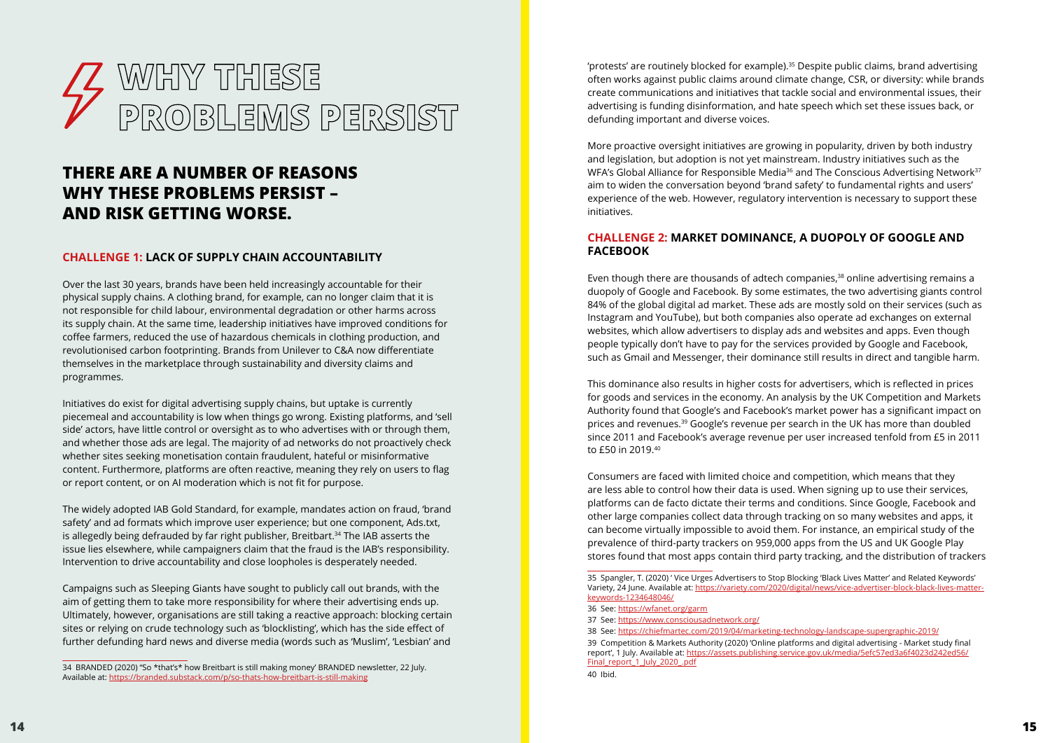# WHY THESE PROBLEMS PERSIST

## THERE ARE A NUMBER OF REASONS WHY THESE PROBLEMS PERSIST – AND RISK GETTING WORSE.

### CHALLENGE 1: LACK OF SUPPLY CHAIN ACCOUNTABILITY

Over the last 30 years, brands have been held increasingly accountable for their physical supply chains. A clothing brand, for example, can no longer claim that it is not responsible for child labour, environmental degradation or other harms across its supply chain. At the same time, leadership initiatives have improved conditions for coffee farmers, reduced the use of hazardous chemicals in clothing production, and revolutionised carbon footprinting. Brands from Unilever to C&A now differentiate themselves in the marketplace through sustainability and diversity claims and programmes.

Initiatives do exist for digital advertising supply chains, but uptake is currently piecemeal and accountability is low when things go wrong. Existing platforms, and 'sell side' actors, have little control or oversight as to who advertises with or through them, and whether those ads are legal. The majority of ad networks do not proactively check whether sites seeking monetisation contain fraudulent, hateful or misinformative content. Furthermore, platforms are often reactive, meaning they rely on users to flag or report content, or on AI moderation which is not fit for purpose.

The widely adopted IAB Gold Standard, for example, mandates action on fraud, 'brand safety' and ad formats which improve user experience; but one component, Ads.txt, is allegedly being defrauded by far right publisher, Breitbart.[34] The IAB asserts the issue lies elsewhere, while campaigners claim that the fraud is the IAB's responsibility. Intervention to drive accountability and close loopholes is desperately needed.

Campaigns such as Sleeping Giants have sought to publicly call out brands, with the aim of getting them to take more responsibility for where their advertising ends up. Ultimately, however, organisations are still taking a reactive approach: blocking certain sites or relying on crude technology such as 'blocklisting', which has the side effect of further defunding hard news and diverse media (words such as 'Muslim', 'Lesbian' and 'protests' are routinely blocked for example).[35] Despite public claims, brand advertising often works against public claims around climate change, CSR, or diversity: while brands create communications and initiatives that tackle social and environmental issues, their advertising is funding disinformation, and hate speech which set these issues back, or defunding important and diverse voices.

More proactive oversight initiatives are growing in popularity, driven by both industry and legislation, but adoption is not yet mainstream. Industry initiatives such as the WFA's Global Alliance for Responsible Media[36] and The Conscious Advertising Network[37] aim to widen the conversation beyond 'brand safety' to fundamental rights and users' experience of the web. However, regulatory intervention is necessary to support these initiatives.

### CHALLENGE 2: MARKET DOMINANCE, A DUOPOLY OF GOOGLE AND FACEBOOK

Even though there are thousands of adtech companies,[38] online advertising remains a duopoly of Google and Facebook. By some estimates, the two advertising giants control 84% of the global digital ad market. These ads are mostly sold on their services (such as Instagram and YouTube), but both companies also operate ad exchanges on external websites, which allow advertisers to display ads and websites and apps. Even though people typically don't have to pay for the services provided by Google and Facebook, such as Gmail and Messenger, their dominance still results in direct and tangible harm.

This dominance also results in higher costs for advertisers, which is reflected in prices for goods and services in the economy. An analysis by the UK Competition and Markets Authority found that Google's and Facebook's market power has a significant impact on prices and revenues.[39] Google's revenue per search in the UK has more than doubled since 2011 and Facebook's average revenue per user increased tenfold from £5 in 2011 to £50 in 2019.[40]

Consumers are faced with limited choice and competition, which means that they are less able to control how their data is used. When signing up to use their services, platforms can de facto dictate their terms and conditions. Since Google, Facebook and other large companies collect data through tracking on so many websites and apps, it can become virtually impossible to avoid them. For instance, an empirical study of the prevalence of third-party trackers on 959,000 apps from the US and UK Google Play stores found that most apps contain third party tracking, and the distribution of trackers

---

34 BRANDED (2020) "So *that's* how Breitbart is still making money' BRANDED newsletter, 22 July. Available at: https://branded.substack.com/p/so-thats-how-breitbart-is-still-making

35 Spangler, T. (2020) ' Vice Urges Advertisers to Stop Blocking 'Black Lives Matter' and Related Keywords' Variety, 24 June. Available at: https://variety.com/2020/digital/news/vice-advertiser-block-black-lives-matter-keywords-1234648046/

36 See: https://wfanet.org/garm

37 See: https://www.consciousadnetwork.org/

38 See: https://chiefmartec.com/2019/04/marketing-technology-landscape-supergraphic-2019/

39 Competition & Markets Authority (2020) 'Online platforms and digital advertising - Market study final report', 1 July. Available at: https://assets.publishing.service.gov.uk/media/5efc57ed3a6f4023d242ed56/Final_report_1_July_2020_.pdf

40 Ibid.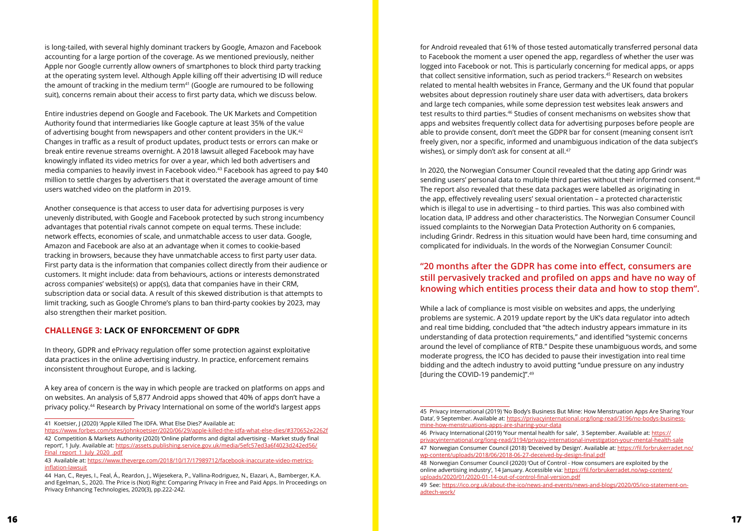is long-tailed, with several highly dominant trackers by Google, Amazon and Facebook accounting for a large portion of the coverage. As we mentioned previously, neither Apple nor Google currently allow owners of smartphones to block third party tracking at the operating system level. Although Apple killing off their advertising ID will reduce the amount of tracking in the medium term[41] (Google are rumoured to be following suit), concerns remain about their access to first party data, which we discuss below.

Entire industries depend on Google and Facebook. The UK Markets and Competition Authority found that intermediaries like Google capture at least 35% of the value of advertising bought from newspapers and other content providers in the UK.[42] Changes in traffic as a result of product updates, product tests or errors can make or break entire revenue streams overnight. A 2018 lawsuit alleged Facebook may have knowingly inflated its video metrics for over a year, which led both advertisers and media companies to heavily invest in Facebook video.[43] Facebook has agreed to pay $40 million to settle charges by advertisers that it overstated the average amount of time users watched video on the platform in 2019.

Another consequence is that access to user data for advertising purposes is very unevenly distributed, with Google and Facebook protected by such strong incumbency advantages that potential rivals cannot compete on equal terms. These include: network effects, economies of scale, and unmatchable access to user data. Google, Amazon and Facebook are also at an advantage when it comes to cookie-based tracking in browsers, because they have unmatchable access to first party user data. First party data is the information that companies collect directly from their audience or customers. It might include: data from behaviours, actions or interests demonstrated across companies' website(s) or app(s), data that companies have in their CRM, subscription data or social data. A result of this skewed distribution is that attempts to limit tracking, such as Google Chrome's plans to ban third-party cookies by 2023, may also strengthen their market position.

## CHALLENGE 3: LACK OF ENFORCEMENT OF GDPR

In theory, GDPR and ePrivacy regulation offer some protection against exploitative data practices in the online advertising industry. In practice, enforcement remains inconsistent throughout Europe, and is lacking.

A key area of concern is the way in which people are tracked on platforms on apps and on websites. An analysis of 5,877 Android apps showed that 40% of apps don't have a privacy policy.[44] Research by Privacy International on some of the world's largest apps for Android revealed that 61% of those tested automatically transferred personal data to Facebook the moment a user opened the app, regardless of whether the user was logged into Facebook or not. This is particularly concerning for medical apps, or apps that collect sensitive information, such as period trackers.[45] Research on websites related to mental health websites in France, Germany and the UK found that popular websites about depression routinely share user data with advertisers, data brokers and large tech companies, while some depression test websites leak answers and test results to third parties.[46] Studies of consent mechanisms on websites show that apps and websites frequently collect data for advertising purposes before people are able to provide consent, don't meet the GDPR bar for consent (meaning consent isn't freely given, nor a specific, informed and unambiguous indication of the data subject's wishes), or simply don't ask for consent at all.[47]

In 2020, the Norwegian Consumer Council revealed that the dating app Grindr was sending users' personal data to multiple third parties without their informed consent.[48] The report also revealed that these data packages were labelled as originating in the app, effectively revealing users' sexual orientation – a protected characteristic which is illegal to use in advertising – to third parties. This was also combined with location data, IP address and other characteristics. The Norwegian Consumer Council issued complaints to the Norwegian Data Protection Authority on 6 companies, including Grindr. Redress in this situation would have been hard, time consuming and complicated for individuals. In the words of the Norwegian Consumer Council:

> **"20 months after the GDPR has come into effect, consumers are still pervasively tracked and profiled on apps and have no way of knowing which entities process their data and how to stop them".**

While a lack of compliance is most visible on websites and apps, the underlying problems are systemic. A 2019 update report by the UK's data regulator into adtech and real time bidding, concluded that "the adtech industry appears immature in its understanding of data protection requirements," and identified "systemic concerns around the level of compliance of RTB." Despite these unambiguous words, and some moderate progress, the ICO has decided to pause their investigation into real time bidding and the adtech industry to avoid putting "undue pressure on any industry [during the COVID-19 pandemic]".[49]

---

41 Koetsier, J (2020) 'Apple Killed The IDFA. What Else Dies?' Available at: https://www.forbes.com/sites/johnkoetsier/2020/06/29/apple-killed-the-idfa-what-else-dies/#370652e2262f

42 Competition & Markets Authority (2020) 'Online platforms and digital advertising - Market study final report', 1 July. Available at: https://assets.publishing.service.gov.uk/media/5efc57ed3a6f4023d242ed56/Final_report_1_July_2020_.pdf

43 Available at: https://www.theverge.com/2018/10/17/17989712/facebook-inaccurate-video-metrics-inflation-lawsuit

44 Han, C., Reyes, I., Feal, Á., Reardon, J., Wijesekera, P., Vallina-Rodriguez, N., Elazari, A., Bamberger, K.A. and Egelman, S., 2020. The Price is (Not) Right: Comparing Privacy in Free and Paid Apps. In Proceedings on Privacy Enhancing Technologies, 2020(3), pp.222-242.

45 Privacy International (2019) 'No Body's Business But Mine: How Menstruation Apps Are Sharing Your Data', 9 September. Available at: https://privacyinternational.org/long-read/3196/no-bodys-business-mine-how-menstruations-apps-are-sharing-your-data

46 Privacy International (2019) 'Your mental health for sale', 3 September. Available at: https://privacyinternational.org/long-read/3194/privacy-international-investigation-your-mental-health-sale

47 Norwegian Consumer Council (2018) 'Deceived by Design'. Available at: https://fil.forbrukerradet.no/wp-content/uploads/2018/06/2018-06-27-deceived-by-design-final.pdf

48 Norwegian Consumer Council (2020) 'Out of Control - How consumers are exploited by the online advertising industry', 14 January. Accessible via: https://fil.forbrukerradet.no/wp-content/uploads/2020/01/2020-01-14-out-of-control-final-version.pdf

49 See: https://ico.org.uk/about-the-ico/news-and-events/news-and-blogs/2020/05/ico-statement-on-adtech-work/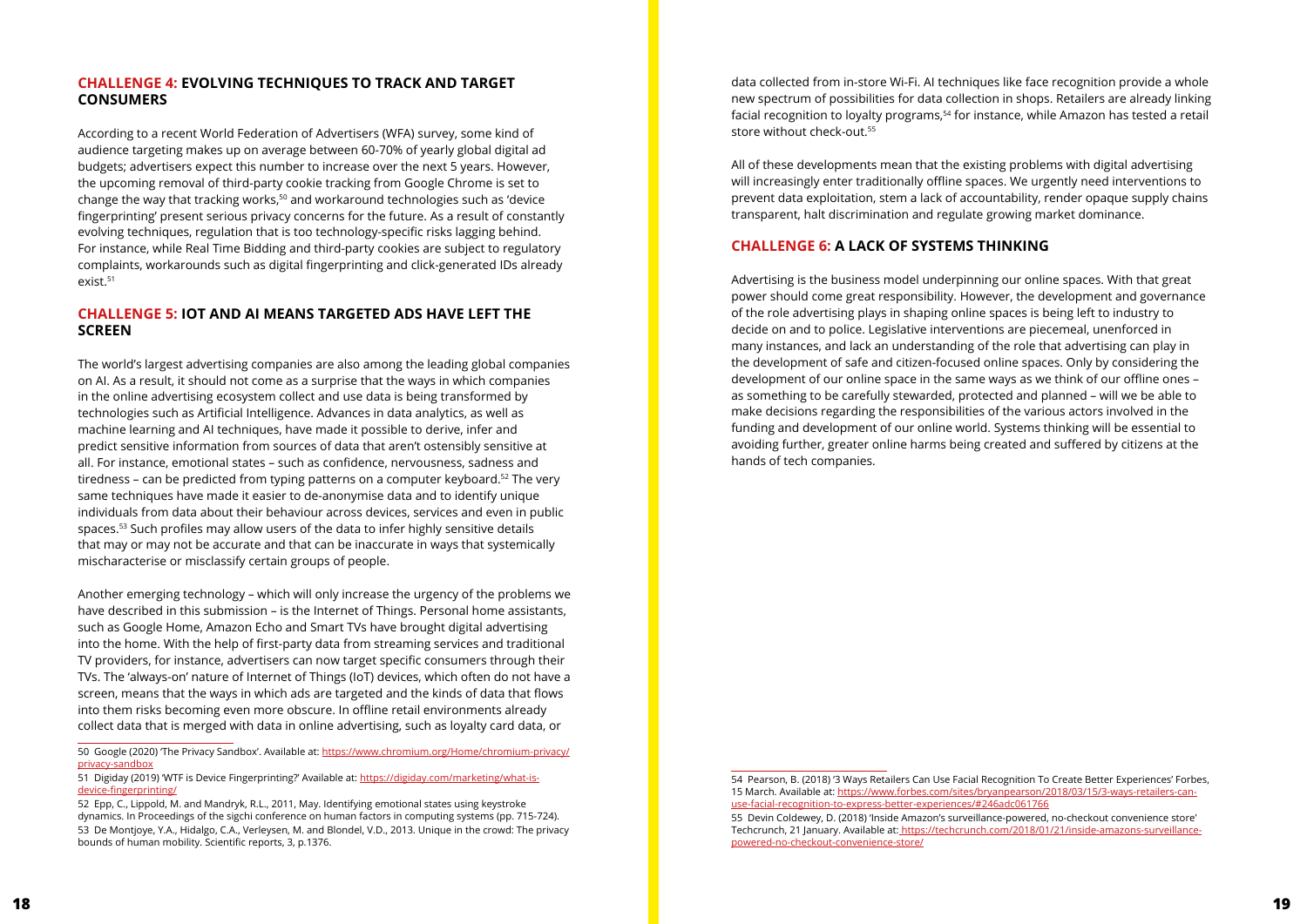## CHALLENGE 4: EVOLVING TECHNIQUES TO TRACK AND TARGET CONSUMERS

According to a recent World Federation of Advertisers (WFA) survey, some kind of audience targeting makes up on average between 60-70% of yearly global digital ad budgets; advertisers expect this number to increase over the next 5 years. However, the upcoming removal of third-party cookie tracking from Google Chrome is set to change the way that tracking works,[50] and workaround technologies such as 'device fingerprinting' present serious privacy concerns for the future. As a result of constantly evolving techniques, regulation that is too technology-specific risks lagging behind. For instance, while Real Time Bidding and third-party cookies are subject to regulatory complaints, workarounds such as digital fingerprinting and click-generated IDs already exist.[51]

## CHALLENGE 5: IOT AND AI MEANS TARGETED ADS HAVE LEFT THE SCREEN

The world's largest advertising companies are also among the leading global companies on AI. As a result, it should not come as a surprise that the ways in which companies in the online advertising ecosystem collect and use data is being transformed by technologies such as Artificial Intelligence. Advances in data analytics, as well as machine learning and AI techniques, have made it possible to derive, infer and predict sensitive information from sources of data that aren't ostensibly sensitive at all. For instance, emotional states – such as confidence, nervousness, sadness and tiredness – can be predicted from typing patterns on a computer keyboard.[52] The very same techniques have made it easier to de-anonymise data and to identify unique individuals from data about their behaviour across devices, services and even in public spaces.[53] Such profiles may allow users of the data to infer highly sensitive details that may or may not be accurate and that can be inaccurate in ways that systemically mischaracterise or misclassify certain groups of people.

Another emerging technology – which will only increase the urgency of the problems we have described in this submission – is the Internet of Things. Personal home assistants, such as Google Home, Amazon Echo and Smart TVs have brought digital advertising into the home. With the help of first-party data from streaming services and traditional TV providers, for instance, advertisers can now target specific consumers through their TVs. The 'always-on' nature of Internet of Things (IoT) devices, which often do not have a screen, means that the ways in which ads are targeted and the kinds of data that flows into them risks becoming even more obscure. In offline retail environments already collect data that is merged with data in online advertising, such as loyalty card data, or data collected from in-store Wi-Fi. AI techniques like face recognition provide a whole new spectrum of possibilities for data collection in shops. Retailers are already linking facial recognition to loyalty programs,[54] for instance, while Amazon has tested a retail store without check-out.[55]

All of these developments mean that the existing problems with digital advertising will increasingly enter traditionally offline spaces. We urgently need interventions to prevent data exploitation, stem a lack of accountability, render opaque supply chains transparent, halt discrimination and regulate growing market dominance.

## CHALLENGE 6: A LACK OF SYSTEMS THINKING

Advertising is the business model underpinning our online spaces. With that great power should come great responsibility. However, the development and governance of the role advertising plays in shaping online spaces is being left to industry to decide on and to police. Legislative interventions are piecemeal, unenforced in many instances, and lack an understanding of the role that advertising can play in the development of safe and citizen-focused online spaces. Only by considering the development of our online space in the same ways as we think of our offline ones – as something to be carefully stewarded, protected and planned – will we be able to make decisions regarding the responsibilities of the various actors involved in the funding and development of our online world. Systems thinking will be essential to avoiding further, greater online harms being created and suffered by citizens at the hands of tech companies.

---

50 Google (2020) 'The Privacy Sandbox'. Available at: https://www.chromium.org/Home/chromium-privacy/privacy-sandbox

51 Digiday (2019) 'WTF is Device Fingerprinting?' Available at: https://digiday.com/marketing/what-is-device-fingerprinting/

52 Epp, C., Lippold, M. and Mandryk, R.L., 2011, May. Identifying emotional states using keystroke dynamics. In Proceedings of the sigchi conference on human factors in computing systems (pp. 715-724).

53 De Montjoye, Y.A., Hidalgo, C.A., Verleysen, M. and Blondel, V.D., 2013. Unique in the crowd: The privacy bounds of human mobility. Scientific reports, 3, p.1376.

54 Pearson, B. (2018) '3 Ways Retailers Can Use Facial Recognition To Create Better Experiences' Forbes, 15 March. Available at: https://www.forbes.com/sites/bryanpearson/2018/03/15/3-ways-retailers-can-use-facial-recognition-to-express-better-experiences/#246adc061766

55 Devin Coldewey, D. (2018) 'Inside Amazon's surveillance-powered, no-checkout convenience store' Techcrunch, 21 January. Available at: https://techcrunch.com/2018/01/21/inside-amazons-surveillance-powered-no-checkout-convenience-store/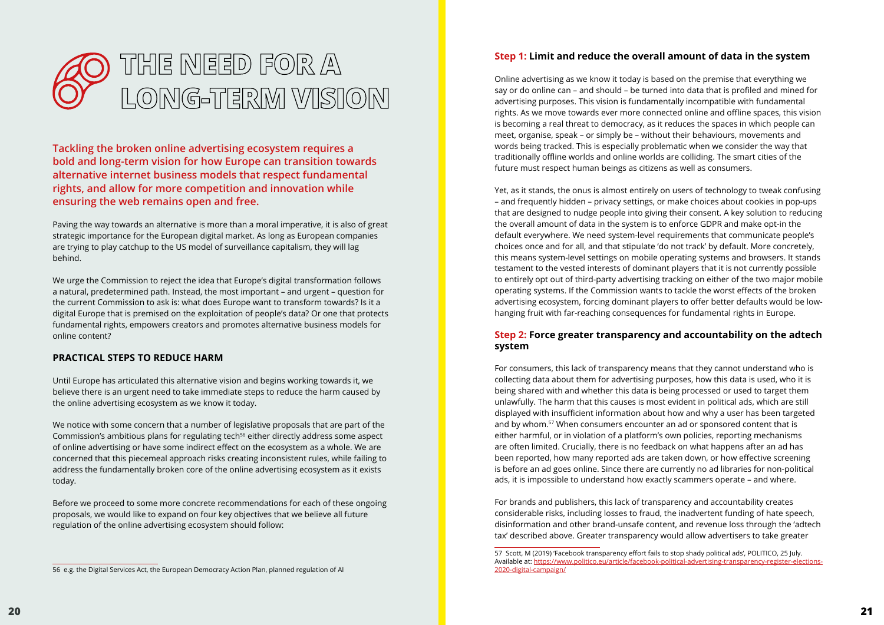# THE NEED FOR A LONG-TERM VISION

**Tackling the broken online advertising ecosystem requires a bold and long-term vision for how Europe can transition towards alternative internet business models that respect fundamental rights, and allow for more competition and innovation while ensuring the web remains open and free.**

Paving the way towards an alternative is more than a moral imperative, it is also of great strategic importance for the European digital market. As long as European companies are trying to play catchup to the US model of surveillance capitalism, they will lag behind.

We urge the Commission to reject the idea that Europe's digital transformation follows a natural, predetermined path. Instead, the most important – and urgent – question for the current Commission to ask is: what does Europe want to transform towards? Is it a digital Europe that is premised on the exploitation of people's data? Or one that protects fundamental rights, empowers creators and promotes alternative business models for online content?

## PRACTICAL STEPS TO REDUCE HARM

Until Europe has articulated this alternative vision and begins working towards it, we believe there is an urgent need to take immediate steps to reduce the harm caused by the online advertising ecosystem as we know it today.

We notice with some concern that a number of legislative proposals that are part of the Commission's ambitious plans for regulating tech[56] either directly address some aspect of online advertising or have some indirect effect on the ecosystem as a whole. We are concerned that this piecemeal approach risks creating inconsistent rules, while failing to address the fundamentally broken core of the online advertising ecosystem as it exists today.

Before we proceed to some more concrete recommendations for each of these ongoing proposals, we would like to expand on four key objectives that we believe all future regulation of the online advertising ecosystem should follow:

### Step 1: Limit and reduce the overall amount of data in the system

Online advertising as we know it today is based on the premise that everything we say or do online can – and should – be turned into data that is profiled and mined for advertising purposes. This vision is fundamentally incompatible with fundamental rights. As we move towards ever more connected online and offline spaces, this vision is becoming a real threat to democracy, as it reduces the spaces in which people can meet, organise, speak – or simply be – without their behaviours, movements and words being tracked. This is especially problematic when we consider the way that traditionally offline worlds and online worlds are colliding. The smart cities of the future must respect human beings as citizens as well as consumers.

Yet, as it stands, the onus is almost entirely on users of technology to tweak confusing – and frequently hidden – privacy settings, or make choices about cookies in pop-ups that are designed to nudge people into giving their consent. A key solution to reducing the overall amount of data in the system is to enforce GDPR and make opt-in the default everywhere. We need system-level requirements that communicate people's choices once and for all, and that stipulate 'do not track' by default. More concretely, this means system-level settings on mobile operating systems and browsers. It stands testament to the vested interests of dominant players that it is not currently possible to entirely opt out of third-party advertising tracking on either of the two major mobile operating systems. If the Commission wants to tackle the worst effects of the broken advertising ecosystem, forcing dominant players to offer better defaults would be low-hanging fruit with far-reaching consequences for fundamental rights in Europe.

### Step 2: Force greater transparency and accountability on the adtech system

For consumers, this lack of transparency means that they cannot understand who is collecting data about them for advertising purposes, how this data is used, who it is being shared with and whether this data is being processed or used to target them unlawfully. The harm that this causes is most evident in political ads, which are still displayed with insufficient information about how and why a user has been targeted and by whom.[57] When consumers encounter an ad or sponsored content that is either harmful, or in violation of a platform's own policies, reporting mechanisms are often limited. Crucially, there is no feedback on what happens after an ad has been reported, how many reported ads are taken down, or how effective screening is before an ad goes online. Since there are currently no ad libraries for non-political ads, it is impossible to understand how exactly scammers operate – and where.

For brands and publishers, this lack of transparency and accountability creates considerable risks, including losses to fraud, the inadvertent funding of hate speech, disinformation and other brand-unsafe content, and revenue loss through the 'adtech tax' described above. Greater transparency would allow advertisers to take greater

---

56 e.g. the Digital Services Act, the European Democracy Action Plan, planned regulation of AI

57 Scott, M (2019) 'Facebook transparency effort fails to stop shady political ads', POLITICO, 25 July. Available at: https://www.politico.eu/article/facebook-political-advertising-transparency-register-elections-2020-digital-campaign/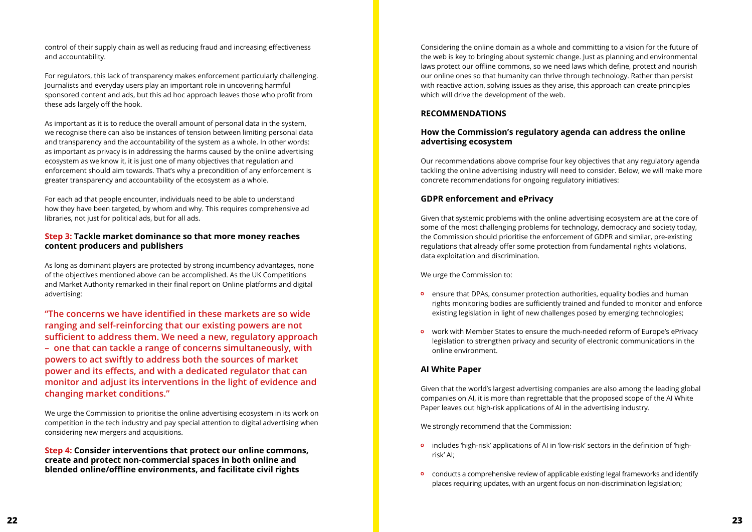control of their supply chain as well as reducing fraud and increasing effectiveness and accountability.

For regulators, this lack of transparency makes enforcement particularly challenging. Journalists and everyday users play an important role in uncovering harmful sponsored content and ads, but this ad hoc approach leaves those who profit from these ads largely off the hook.

As important as it is to reduce the overall amount of personal data in the system, we recognise there can also be instances of tension between limiting personal data and transparency and the accountability of the system as a whole. In other words: as important as privacy is in addressing the harms caused by the online advertising ecosystem as we know it, it is just one of many objectives that regulation and enforcement should aim towards. That's why a precondition of any enforcement is greater transparency and accountability of the ecosystem as a whole.

For each ad that people encounter, individuals need to be able to understand how they have been targeted, by whom and why. This requires comprehensive ad libraries, not just for political ads, but for all ads.

### Step 3: Tackle market dominance so that more money reaches content producers and publishers

As long as dominant players are protected by strong incumbency advantages, none of the objectives mentioned above can be accomplished. As the UK Competitions and Market Authority remarked in their final report on Online platforms and digital advertising:

> **"The concerns we have identified in these markets are so wide ranging and self-reinforcing that our existing powers are not sufficient to address them. We need a new, regulatory approach – one that can tackle a range of concerns simultaneously, with powers to act swiftly to address both the sources of market power and its effects, and with a dedicated regulator that can monitor and adjust its interventions in the light of evidence and changing market conditions."**

We urge the Commission to prioritise the online advertising ecosystem in its work on competition in the tech industry and pay special attention to digital advertising when considering new mergers and acquisitions.

### Step 4: Consider interventions that protect our online commons, create and protect non-commercial spaces in both online and blended online/offline environments, and facilitate civil rights

Considering the online domain as a whole and committing to a vision for the future of the web is key to bringing about systemic change. Just as planning and environmental laws protect our offline commons, so we need laws which define, protect and nourish our online ones so that humanity can thrive through technology. Rather than persist with reactive action, solving issues as they arise, this approach can create principles which will drive the development of the web.

## RECOMMENDATIONS

### How the Commission's regulatory agenda can address the online advertising ecosystem

Our recommendations above comprise four key objectives that any regulatory agenda tackling the online advertising industry will need to consider. Below, we will make more concrete recommendations for ongoing regulatory initiatives:

### GDPR enforcement and ePrivacy

Given that systemic problems with the online advertising ecosystem are at the core of some of the most challenging problems for technology, democracy and society today, the Commission should prioritise the enforcement of GDPR and similar, pre-existing regulations that already offer some protection from fundamental rights violations, data exploitation and discrimination.

We urge the Commission to:

- ensure that DPAs, consumer protection authorities, equality bodies and human rights monitoring bodies are sufficiently trained and funded to monitor and enforce existing legislation in light of new challenges posed by emerging technologies;
- work with Member States to ensure the much-needed reform of Europe's ePrivacy legislation to strengthen privacy and security of electronic communications in the online environment.

### AI White Paper

Given that the world's largest advertising companies are also among the leading global companies on AI, it is more than regrettable that the proposed scope of the AI White Paper leaves out high-risk applications of AI in the advertising industry.

We strongly recommend that the Commission:

- includes 'high-risk' applications of AI in 'low-risk' sectors in the definition of 'high-risk' AI;
- conducts a comprehensive review of applicable existing legal frameworks and identify places requiring updates, with an urgent focus on non-discrimination legislation;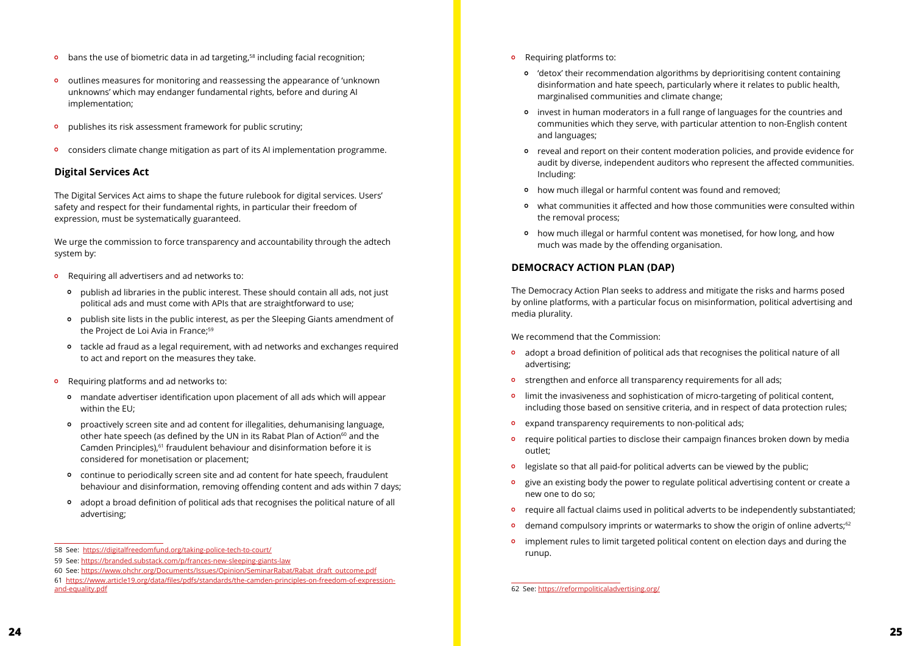- bans the use of biometric data in ad targeting,[58] including facial recognition;
- outlines measures for monitoring and reassessing the appearance of 'unknown unknowns' which may endanger fundamental rights, before and during AI implementation;
- publishes its risk assessment framework for public scrutiny;
- considers climate change mitigation as part of its AI implementation programme.

## Digital Services Act

The Digital Services Act aims to shape the future rulebook for digital services. Users' safety and respect for their fundamental rights, in particular their freedom of expression, must be systematically guaranteed.

We urge the commission to force transparency and accountability through the adtech system by:

- Requiring all advertisers and ad networks to:
  - publish ad libraries in the public interest. These should contain all ads, not just political ads and must come with APIs that are straightforward to use;
  - publish site lists in the public interest, as per the Sleeping Giants amendment of the Project de Loi Avia in France;[59]
  - tackle ad fraud as a legal requirement, with ad networks and exchanges required to act and report on the measures they take.
- Requiring platforms and ad networks to:
  - mandate advertiser identification upon placement of all ads which will appear within the EU;
  - proactively screen site and ad content for illegalities, dehumanising language, other hate speech (as defined by the UN in its Rabat Plan of Action[60] and the Camden Principles),[61] fraudulent behaviour and disinformation before it is considered for monetisation or placement;
  - continue to periodically screen site and ad content for hate speech, fraudulent behaviour and disinformation, removing offending content and ads within 7 days;
  - adopt a broad definition of political ads that recognises the political nature of all advertising;
- Requiring platforms to:
  - 'detox' their recommendation algorithms by deprioritising content containing disinformation and hate speech, particularly where it relates to public health, marginalised communities and climate change;
  - invest in human moderators in a full range of languages for the countries and communities which they serve, with particular attention to non-English content and languages;
  - reveal and report on their content moderation policies, and provide evidence for audit by diverse, independent auditors who represent the affected communities. Including:
  - how much illegal or harmful content was found and removed;
  - what communities it affected and how those communities were consulted within the removal process;
  - how much illegal or harmful content was monetised, for how long, and how much was made by the offending organisation.

## DEMOCRACY ACTION PLAN (DAP)

The Democracy Action Plan seeks to address and mitigate the risks and harms posed by online platforms, with a particular focus on misinformation, political advertising and media plurality.

We recommend that the Commission:

- adopt a broad definition of political ads that recognises the political nature of all advertising;
- strengthen and enforce all transparency requirements for all ads;
- limit the invasiveness and sophistication of micro-targeting of political content, including those based on sensitive criteria, and in respect of data protection rules;
- expand transparency requirements to non-political ads;
- require political parties to disclose their campaign finances broken down by media outlet;
- legislate so that all paid-for political adverts can be viewed by the public;
- give an existing body the power to regulate political advertising content or create a new one to do so;
- require all factual claims used in political adverts to be independently substantiated;
- demand compulsory imprints or watermarks to show the origin of online adverts;[62]
- implement rules to limit targeted political content on election days and during the runup.

---

58 See: https://digitalfreedomfund.org/taking-police-tech-to-court/

59 See: https://branded.substack.com/p/frances-new-sleeping-giants-law

60 See: https://www.ohchr.org/Documents/Issues/Opinion/SeminarRabat/Rabat_draft_outcome.pdf

61 https://www.article19.org/data/files/pdfs/standards/the-camden-principles-on-freedom-of-expression-and-equality.pdf

62 See: https://reformpoliticaladvertising.org/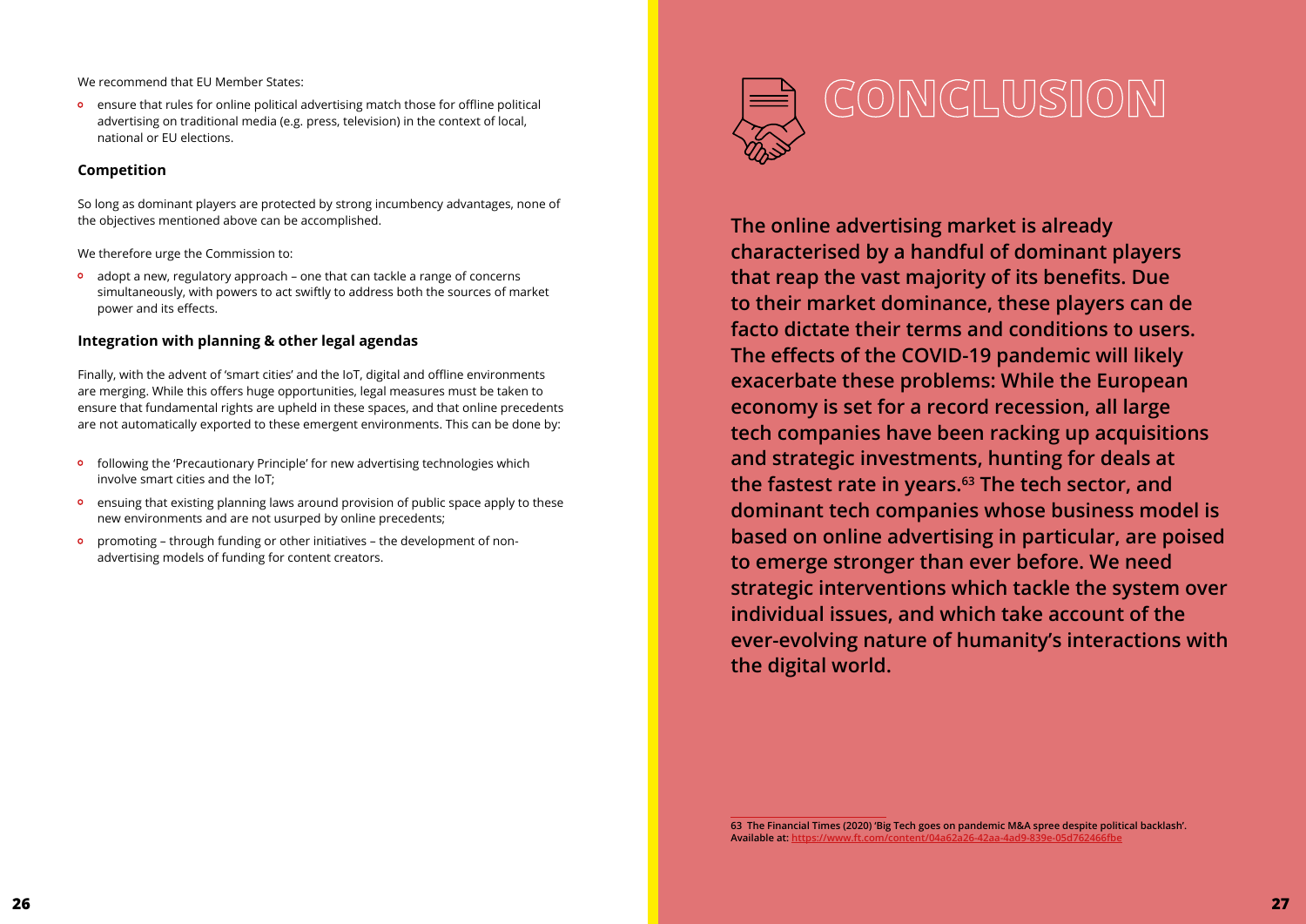We recommend that EU Member States:

- ensure that rules for online political advertising match those for offline political advertising on traditional media (e.g. press, television) in the context of local, national or EU elections.

### Competition

So long as dominant players are protected by strong incumbency advantages, none of the objectives mentioned above can be accomplished.

We therefore urge the Commission to:

- adopt a new, regulatory approach – one that can tackle a range of concerns simultaneously, with powers to act swiftly to address both the sources of market power and its effects.

### Integration with planning & other legal agendas

Finally, with the advent of 'smart cities' and the IoT, digital and offline environments are merging. While this offers huge opportunities, legal measures must be taken to ensure that fundamental rights are upheld in these spaces, and that online precedents are not automatically exported to these emergent environments. This can be done by:

- following the 'Precautionary Principle' for new advertising technologies which involve smart cities and the IoT;
- ensuing that existing planning laws around provision of public space apply to these new environments and are not usurped by online precedents;
- promoting – through funding or other initiatives – the development of non-advertising models of funding for content creators.

# CONCLUSION

**The online advertising market is already characterised by a handful of dominant players that reap the vast majority of its benefits. Due to their market dominance, these players can de facto dictate their terms and conditions to users. The effects of the COVID-19 pandemic will likely exacerbate these problems: While the European economy is set for a record recession, all large tech companies have been racking up acquisitions and strategic investments, hunting for deals at the fastest rate in years.[63] The tech sector, and dominant tech companies whose business model is based on online advertising in particular, are poised to emerge stronger than ever before. We need strategic interventions which tackle the system over individual issues, and which take account of the ever-evolving nature of humanity's interactions with the digital world.**

63 The Financial Times (2020) 'Big Tech goes on pandemic M&A spree despite political backlash'. Available at: https://www.ft.com/content/04a62a26-42aa-4ad9-839e-05d762466fbe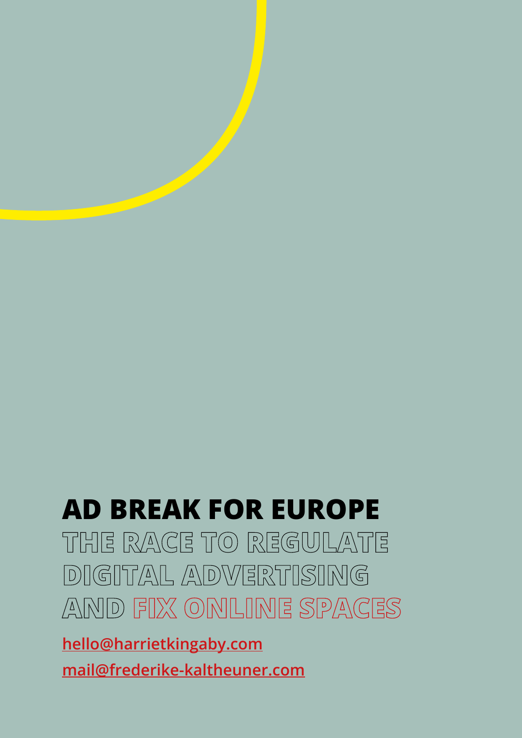# AD BREAK FOR EUROPE

## THE RACE TO REGULATE DIGITAL ADVERTISING AND FIX ONLINE SPACES

hello@harrietkingaby.com

mail@frederike-kaltheuner.com